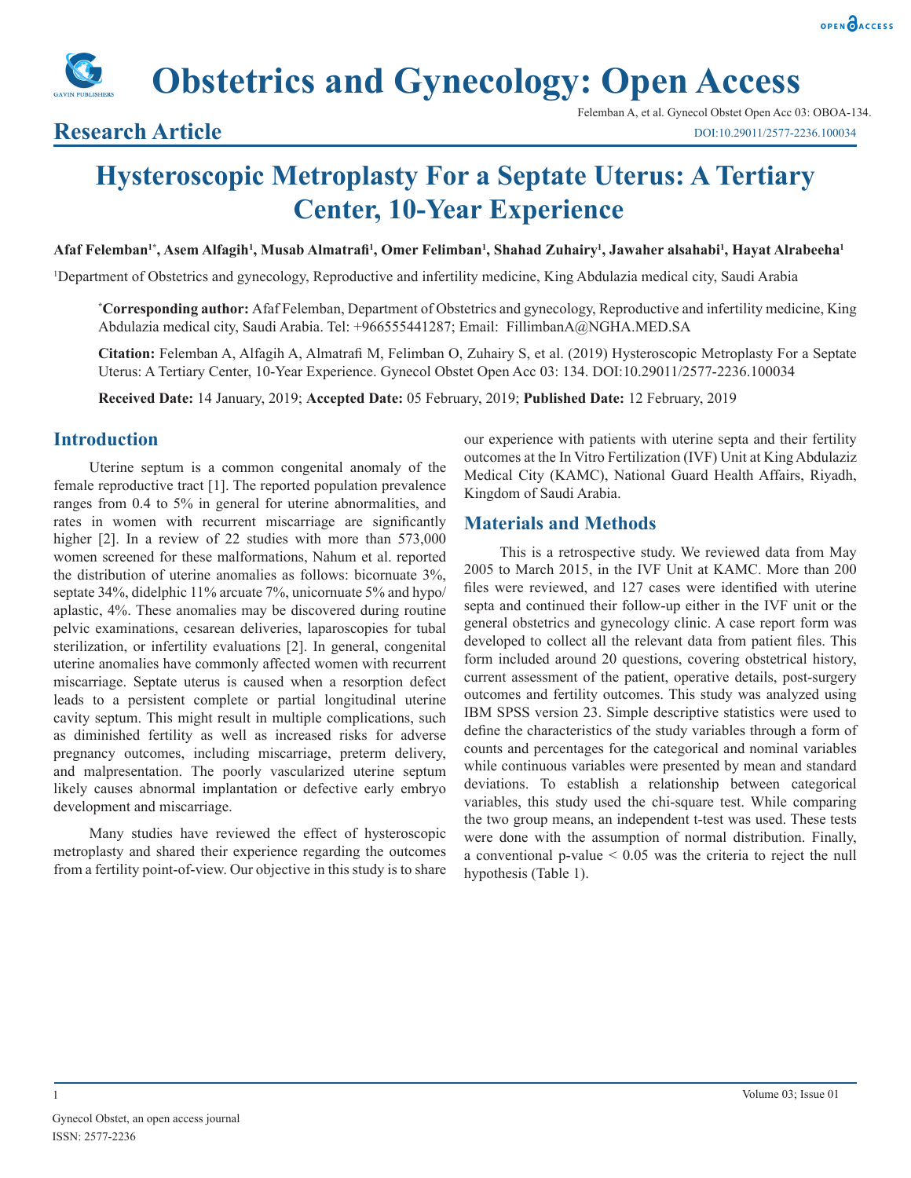# Obstetrics and Gynecology: Open Access

## Research Article

Felemban A, et al. Gynecol Obstet Open Acc 03: OBOA-134.
DOI:10.29011/2577-2236.100034

# Hysteroscopic Metroplasty For a Septate Uterus: A Tertiary Center, 10-Year Experience

**Afaf Felemban[1*], Asem Alfagih[1], Musab Almatrafi[1], Omer Felimban[1], Shahad Zuhairy[1], Jawaher alsahabi[1], Hayat Alrabeeha[1]**

[1]Department of Obstetrics and gynecology, Reproductive and infertility medicine, King Abdulazia medical city, Saudi Arabia

[*]**Corresponding author:** Afaf Felemban, Department of Obstetrics and gynecology, Reproductive and infertility medicine, King Abdulazia medical city, Saudi Arabia. Tel: +966555441287; Email: FillimbanA@NGHA.MED.SA

**Citation:** Felemban A, Alfagih A, Almatrafi M, Felimban O, Zuhairy S, et al. (2019) Hysteroscopic Metroplasty For a Septate Uterus: A Tertiary Center, 10-Year Experience. Gynecol Obstet Open Acc 03: 134. DOI:10.29011/2577-2236.100034

**Received Date:** 14 January, 2019; **Accepted Date:** 05 February, 2019; **Published Date:** 12 February, 2019

## Introduction

Uterine septum is a common congenital anomaly of the female reproductive tract [1]. The reported population prevalence ranges from 0.4 to 5% in general for uterine abnormalities, and rates in women with recurrent miscarriage are significantly higher [2]. In a review of 22 studies with more than 573,000 women screened for these malformations, Nahum et al. reported the distribution of uterine anomalies as follows: bicornuate 3%, septate 34%, didelphic 11% arcuate 7%, unicornuate 5% and hypo/aplastic, 4%. These anomalies may be discovered during routine pelvic examinations, cesarean deliveries, laparoscopies for tubal sterilization, or infertility evaluations [2]. In general, congenital uterine anomalies have commonly affected women with recurrent miscarriage. Septate uterus is caused when a resorption defect leads to a persistent complete or partial longitudinal uterine cavity septum. This might result in multiple complications, such as diminished fertility as well as increased risks for adverse pregnancy outcomes, including miscarriage, preterm delivery, and malpresentation. The poorly vascularized uterine septum likely causes abnormal implantation or defective early embryo development and miscarriage.

Many studies have reviewed the effect of hysteroscopic metroplasty and shared their experience regarding the outcomes from a fertility point-of-view. Our objective in this study is to share our experience with patients with uterine septa and their fertility outcomes at the In Vitro Fertilization (IVF) Unit at King Abdulaziz Medical City (KAMC), National Guard Health Affairs, Riyadh, Kingdom of Saudi Arabia.

## Materials and Methods

This is a retrospective study. We reviewed data from May 2005 to March 2015, in the IVF Unit at KAMC. More than 200 files were reviewed, and 127 cases were identified with uterine septa and continued their follow-up either in the IVF unit or the general obstetrics and gynecology clinic. A case report form was developed to collect all the relevant data from patient files. This form included around 20 questions, covering obstetrical history, current assessment of the patient, operative details, post-surgery outcomes and fertility outcomes. This study was analyzed using IBM SPSS version 23. Simple descriptive statistics were used to define the characteristics of the study variables through a form of counts and percentages for the categorical and nominal variables while continuous variables were presented by mean and standard deviations. To establish a relationship between categorical variables, this study used the chi-square test. While comparing the two group means, an independent t-test was used. These tests were done with the assumption of normal distribution. Finally, a conventional p-value $< 0.05$ was the criteria to reject the null hypothesis (Table 1).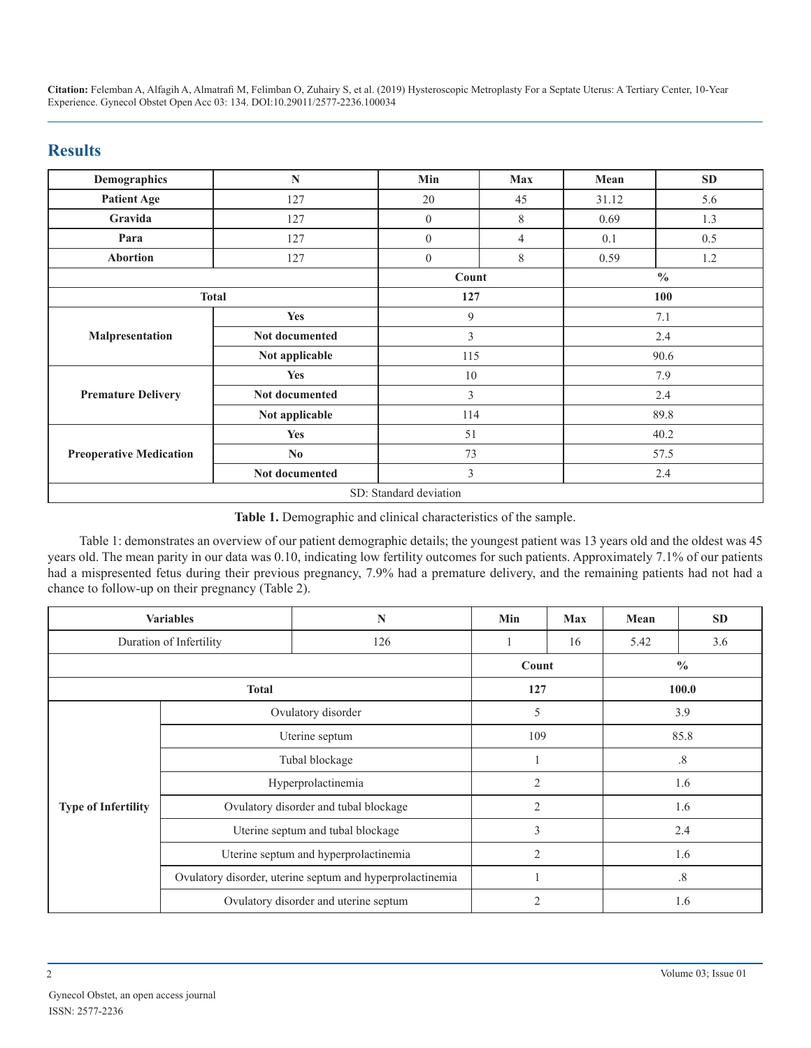## Results

| Demographics | N | Min | Max | Mean | SD |
|---|---|---|---|---|---|
| **Patient Age** | 127 | 20 | 45 | 31.12 | 5.6 |
| **Gravida** | 127 | 0 | 8 | 0.69 | 1.3 |
| **Para** | 127 | 0 | 4 | 0.1 | 0.5 |
| **Abortion** | 127 | 0 | 8 | 0.59 | 1.2 |
| | | **Count** | | **%** | |
| **Total** | | **127** | | **100** | |
| **Malpresentation** | **Yes** | 9 | | 7.1 | |
| | **Not documented** | 3 | | 2.4 | |
| | **Not applicable** | 115 | | 90.6 | |
| **Premature Delivery** | **Yes** | 10 | | 7.9 | |
| | **Not documented** | 3 | | 2.4 | |
| | **Not applicable** | 114 | | 89.8 | |
| **Preoperative Medication** | **Yes** | 51 | | 40.2 | |
| | **No** | 73 | | 57.5 | |
| | **Not documented** | 3 | | 2.4 | |
| SD: Standard deviation | | | | | |

**Table 1.** Demographic and clinical characteristics of the sample.

Table 1: demonstrates an overview of our patient demographic details; the youngest patient was 13 years old and the oldest was 45 years old. The mean parity in our data was 0.10, indicating low fertility outcomes for such patients. Approximately 7.1% of our patients had a mispresented fetus during their previous pregnancy, 7.9% had a premature delivery, and the remaining patients had not had a chance to follow-up on their pregnancy (Table 2).

| Variables | | N | Min | Max | Mean | SD |
|---|---|---|---|---|---|---|
| Duration of Infertility | | 126 | 1 | 16 | 5.42 | 3.6 |
| | | | **Count** | | **%** | |
| **Total** | | | **127** | | **100.0** | |
| **Type of Infertility** | Ovulatory disorder | | 5 | | 3.9 | |
| | Uterine septum | | 109 | | 85.8 | |
| | Tubal blockage | | 1 | | .8 | |
| | Hyperprolactinemia | | 2 | | 1.6 | |
| | Ovulatory disorder and tubal blockage | | 2 | | 1.6 | |
| | Uterine septum and tubal blockage | | 3 | | 2.4 | |
| | Uterine septum and hyperprolactinemia | | 2 | | 1.6 | |
| | Ovulatory disorder, uterine septum and hyperprolactinemia | | 1 | | .8 | |
| | Ovulatory disorder and uterine septum | | 2 | | 1.6 | |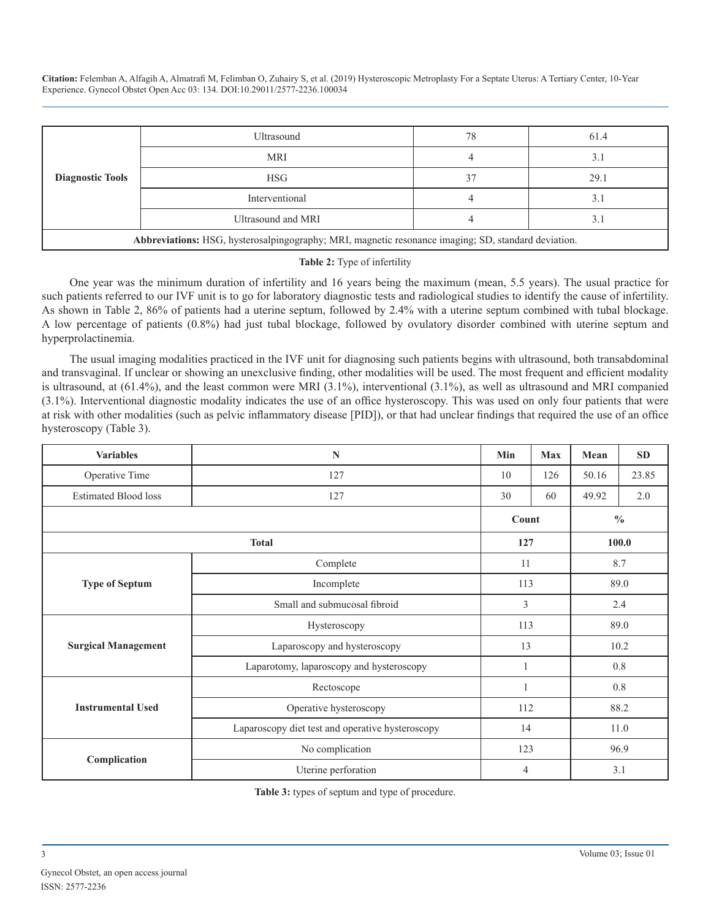| Diagnostic Tools | Ultrasound | 78 | 61.4 |
|---|---|---|---|
| | MRI | 4 | 3.1 |
| | HSG | 37 | 29.1 |
| | Interventional | 4 | 3.1 |
| | Ultrasound and MRI | 4 | 3.1 |
| **Abbreviations:** HSG, hysterosalpingography; MRI, magnetic resonance imaging; SD, standard deviation. | | | |

**Table 2:** Type of infertility

One year was the minimum duration of infertility and 16 years being the maximum (mean, 5.5 years). The usual practice for such patients referred to our IVF unit is to go for laboratory diagnostic tests and radiological studies to identify the cause of infertility. As shown in Table 2, 86% of patients had a uterine septum, followed by 2.4% with a uterine septum combined with tubal blockage. A low percentage of patients (0.8%) had just tubal blockage, followed by ovulatory disorder combined with uterine septum and hyperprolactinemia.

The usual imaging modalities practiced in the IVF unit for diagnosing such patients begins with ultrasound, both transabdominal and transvaginal. If unclear or showing an unexclusive finding, other modalities will be used. The most frequent and efficient modality is ultrasound, at (61.4%), and the least common were MRI (3.1%), interventional (3.1%), as well as ultrasound and MRI companied (3.1%). Interventional diagnostic modality indicates the use of an office hysteroscopy. This was used on only four patients that were at risk with other modalities (such as pelvic inflammatory disease [PID]), or that had unclear findings that required the use of an office hysteroscopy (Table 3).

| Variables | N | Min | Max | Mean | SD |
|---|---|---|---|---|---|
| Operative Time | 127 | 10 | 126 | 50.16 | 23.85 |
| Estimated Blood loss | 127 | 30 | 60 | 49.92 | 2.0 |
| | | **Count** | | **%** | |
| **Total** | | **127** | | **100.0** | |
| **Type of Septum** | Complete | 11 | | 8.7 | |
| | Incomplete | 113 | | 89.0 | |
| | Small and submucosal fibroid | 3 | | 2.4 | |
| **Surgical Management** | Hysteroscopy | 113 | | 89.0 | |
| | Laparoscopy and hysteroscopy | 13 | | 10.2 | |
| | Laparotomy, laparoscopy and hysteroscopy | 1 | | 0.8 | |
| **Instrumental Used** | Rectoscope | 1 | | 0.8 | |
| | Operative hysteroscopy | 112 | | 88.2 | |
| | Laparoscopy diet test and operative hysteroscopy | 14 | | 11.0 | |
| **Complication** | No complication | 123 | | 96.9 | |
| | Uterine perforation | 4 | | 3.1 | |

**Table 3:** types of septum and type of procedure.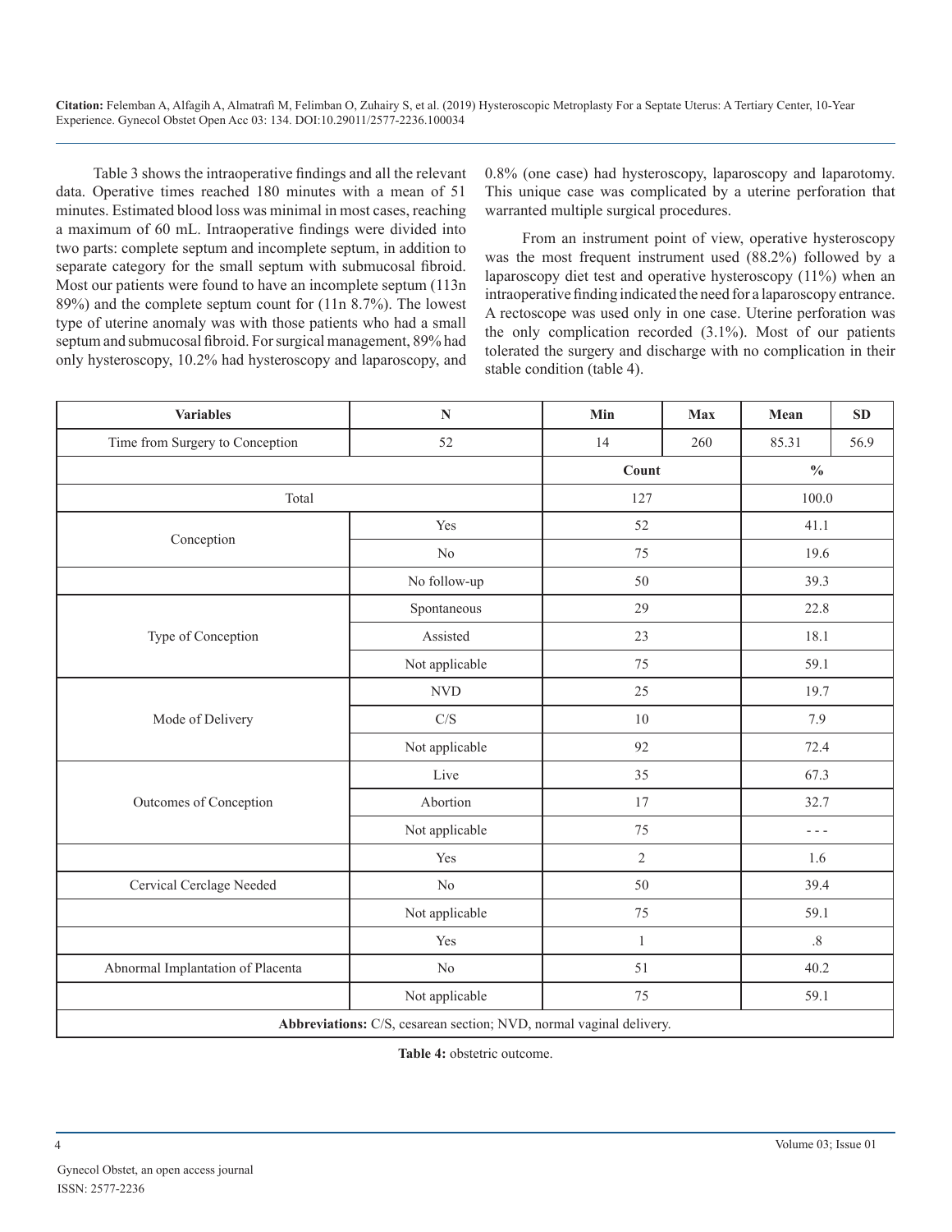Table 3 shows the intraoperative findings and all the relevant data. Operative times reached 180 minutes with a mean of 51 minutes. Estimated blood loss was minimal in most cases, reaching a maximum of 60 mL. Intraoperative findings were divided into two parts: complete septum and incomplete septum, in addition to separate category for the small septum with submucosal fibroid. Most our patients were found to have an incomplete septum (113n 89%) and the complete septum count for (11n 8.7%). The lowest type of uterine anomaly was with those patients who had a small septum and submucosal fibroid. For surgical management, 89% had only hysteroscopy, 10.2% had hysteroscopy and laparoscopy, and 0.8% (one case) had hysteroscopy, laparoscopy and laparotomy. This unique case was complicated by a uterine perforation that warranted multiple surgical procedures.

From an instrument point of view, operative hysteroscopy was the most frequent instrument used (88.2%) followed by a laparoscopy diet test and operative hysteroscopy (11%) when an intraoperative finding indicated the need for a laparoscopy entrance. A rectoscope was used only in one case. Uterine perforation was the only complication recorded (3.1%). Most of our patients tolerated the surgery and discharge with no complication in their stable condition (table 4).

| Variables | N | Min | Max | Mean | SD |
|---|---|---|---|---|---|
| Time from Surgery to Conception | 52 | 14 | 260 | 85.31 | 56.9 |
| | | Count | | % | |
| Total | | 127 | | 100.0 | |
| Conception | Yes | 52 | | 41.1 | |
| | No | 75 | | 19.6 | |
| | No follow-up | 50 | | 39.3 | |
| Type of Conception | Spontaneous | 29 | | 22.8 | |
| | Assisted | 23 | | 18.1 | |
| | Not applicable | 75 | | 59.1 | |
| Mode of Delivery | NVD | 25 | | 19.7 | |
| | C/S | 10 | | 7.9 | |
| | Not applicable | 92 | | 72.4 | |
| Outcomes of Conception | Live | 35 | | 67.3 | |
| | Abortion | 17 | | 32.7 | |
| | Not applicable | 75 | | - - - | |
| | Yes | 2 | | 1.6 | |
| Cervical Cerclage Needed | No | 50 | | 39.4 | |
| | Not applicable | 75 | | 59.1 | |
| | Yes | 1 | | .8 | |
| Abnormal Implantation of Placenta | No | 51 | | 40.2 | |
| | Not applicable | 75 | | 59.1 | |

**Abbreviations:** C/S, cesarean section; NVD, normal vaginal delivery.

**Table 4:** obstetric outcome.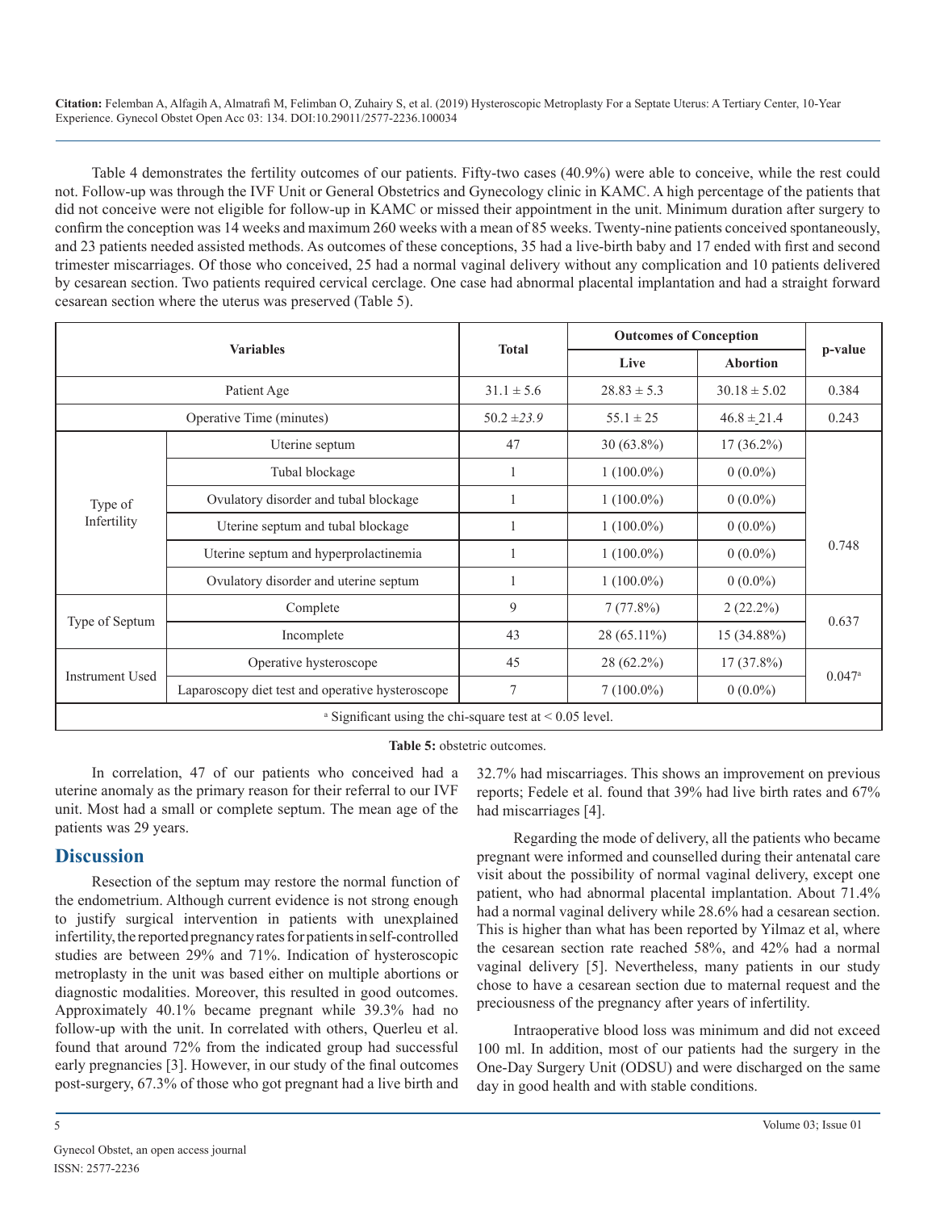Table 4 demonstrates the fertility outcomes of our patients. Fifty-two cases (40.9%) were able to conceive, while the rest could not. Follow-up was through the IVF Unit or General Obstetrics and Gynecology clinic in KAMC. A high percentage of the patients that did not conceive were not eligible for follow-up in KAMC or missed their appointment in the unit. Minimum duration after surgery to confirm the conception was 14 weeks and maximum 260 weeks with a mean of 85 weeks. Twenty-nine patients conceived spontaneously, and 23 patients needed assisted methods. As outcomes of these conceptions, 35 had a live-birth baby and 17 ended with first and second trimester miscarriages. Of those who conceived, 25 had a normal vaginal delivery without any complication and 10 patients delivered by cesarean section. Two patients required cervical cerclage. One case had abnormal placental implantation and had a straight forward cesarean section where the uterus was preserved (Table 5).

| Variables | | Total | Outcomes of Conception | | p-value |
|---|---|---|---|---|---|
| | | | Live | Abortion | |
| Patient Age | | 31.1 ± 5.6 | 28.83 ± 5.3 | 30.18 ± 5.02 | 0.384 |
| Operative Time (minutes) | | 50.2 ±*23.9* | 55.1 ± 25 | 46.8 ± 21.4 | 0.243 |
| Type of Infertility | Uterine septum | 47 | 30 (63.8%) | 17 (36.2%) | 0.748 |
| | Tubal blockage | 1 | 1 (100.0%) | 0 (0.0%) | |
| | Ovulatory disorder and tubal blockage | 1 | 1 (100.0%) | 0 (0.0%) | |
| | Uterine septum and tubal blockage | 1 | 1 (100.0%) | 0 (0.0%) | |
| | Uterine septum and hyperprolactinemia | 1 | 1 (100.0%) | 0 (0.0%) | |
| | Ovulatory disorder and uterine septum | 1 | 1 (100.0%) | 0 (0.0%) | |
| Type of Septum | Complete | 9 | 7 (77.8%) | 2 (22.2%) | 0.637 |
| | Incomplete | 43 | 28 (65.11%) | 15 (34.88%) | |
| Instrument Used | Operative hysteroscope | 45 | 28 (62.2%) | 17 (37.8%) | 0.047[a] |
| | Laparoscopy diet test and operative hysteroscope | 7 | 7 (100.0%) | 0 (0.0%) | |
| [a] Significant using the chi-square test at < 0.05 level. | | | | | |

**Table 5:** obstetric outcomes.

In correlation, 47 of our patients who conceived had a uterine anomaly as the primary reason for their referral to our IVF unit. Most had a small or complete septum. The mean age of the patients was 29 years.

## Discussion

Resection of the septum may restore the normal function of the endometrium. Although current evidence is not strong enough to justify surgical intervention in patients with unexplained infertility, the reported pregnancy rates for patients in self-controlled studies are between 29% and 71%. Indication of hysteroscopic metroplasty in the unit was based either on multiple abortions or diagnostic modalities. Moreover, this resulted in good outcomes. Approximately 40.1% became pregnant while 39.3% had no follow-up with the unit. In correlated with others, Querleu et al. found that around 72% from the indicated group had successful early pregnancies [3]. However, in our study of the final outcomes post-surgery, 67.3% of those who got pregnant had a live birth and 32.7% had miscarriages. This shows an improvement on previous reports; Fedele et al. found that 39% had live birth rates and 67% had miscarriages [4].

Regarding the mode of delivery, all the patients who became pregnant were informed and counselled during their antenatal care visit about the possibility of normal vaginal delivery, except one patient, who had abnormal placental implantation. About 71.4% had a normal vaginal delivery while 28.6% had a cesarean section. This is higher than what has been reported by Yilmaz et al, where the cesarean section rate reached 58%, and 42% had a normal vaginal delivery [5]. Nevertheless, many patients in our study chose to have a cesarean section due to maternal request and the preciousness of the pregnancy after years of infertility.

Intraoperative blood loss was minimum and did not exceed 100 ml. In addition, most of our patients had the surgery in the One-Day Surgery Unit (ODSU) and were discharged on the same day in good health and with stable conditions.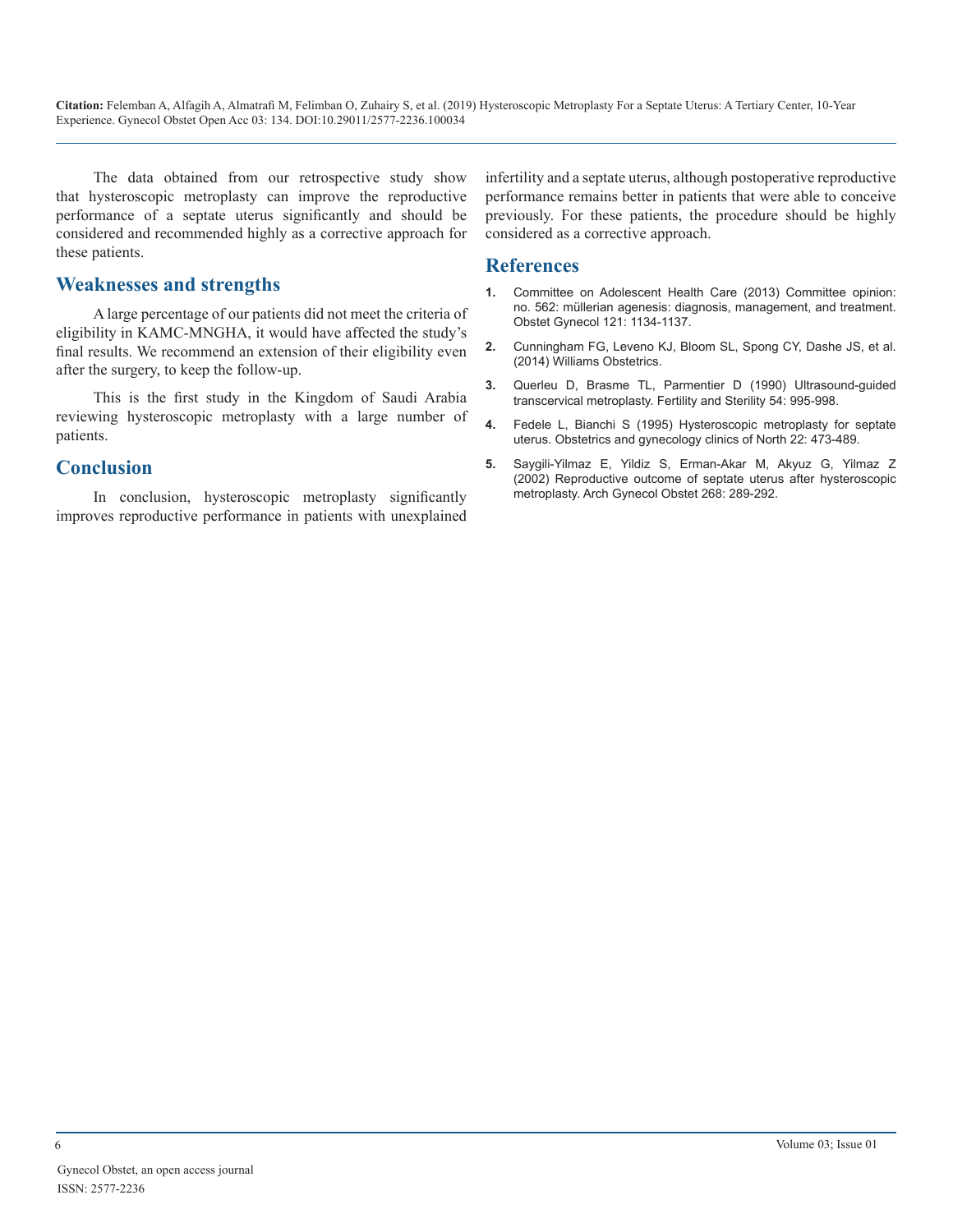The data obtained from our retrospective study show that hysteroscopic metroplasty can improve the reproductive performance of a septate uterus significantly and should be considered and recommended highly as a corrective approach for these patients.

## Weaknesses and strengths

A large percentage of our patients did not meet the criteria of eligibility in KAMC-MNGHA, it would have affected the study's final results. We recommend an extension of their eligibility even after the surgery, to keep the follow-up.

This is the first study in the Kingdom of Saudi Arabia reviewing hysteroscopic metroplasty with a large number of patients.

## Conclusion

In conclusion, hysteroscopic metroplasty significantly improves reproductive performance in patients with unexplained infertility and a septate uterus, although postoperative reproductive performance remains better in patients that were able to conceive previously. For these patients, the procedure should be highly considered as a corrective approach.

## References

1. Committee on Adolescent Health Care (2013) Committee opinion: no. 562: müllerian agenesis: diagnosis, management, and treatment. Obstet Gynecol 121: 1134-1137.
2. Cunningham FG, Leveno KJ, Bloom SL, Spong CY, Dashe JS, et al. (2014) Williams Obstetrics.
3. Querleu D, Brasme TL, Parmentier D (1990) Ultrasound-guided transcervical metroplasty. Fertility and Sterility 54: 995-998.
4. Fedele L, Bianchi S (1995) Hysteroscopic metroplasty for septate uterus. Obstetrics and gynecology clinics of North 22: 473-489.
5. Saygili-Yilmaz E, Yildiz S, Erman-Akar M, Akyuz G, Yilmaz Z (2002) Reproductive outcome of septate uterus after hysteroscopic metroplasty. Arch Gynecol Obstet 268: 289-292.